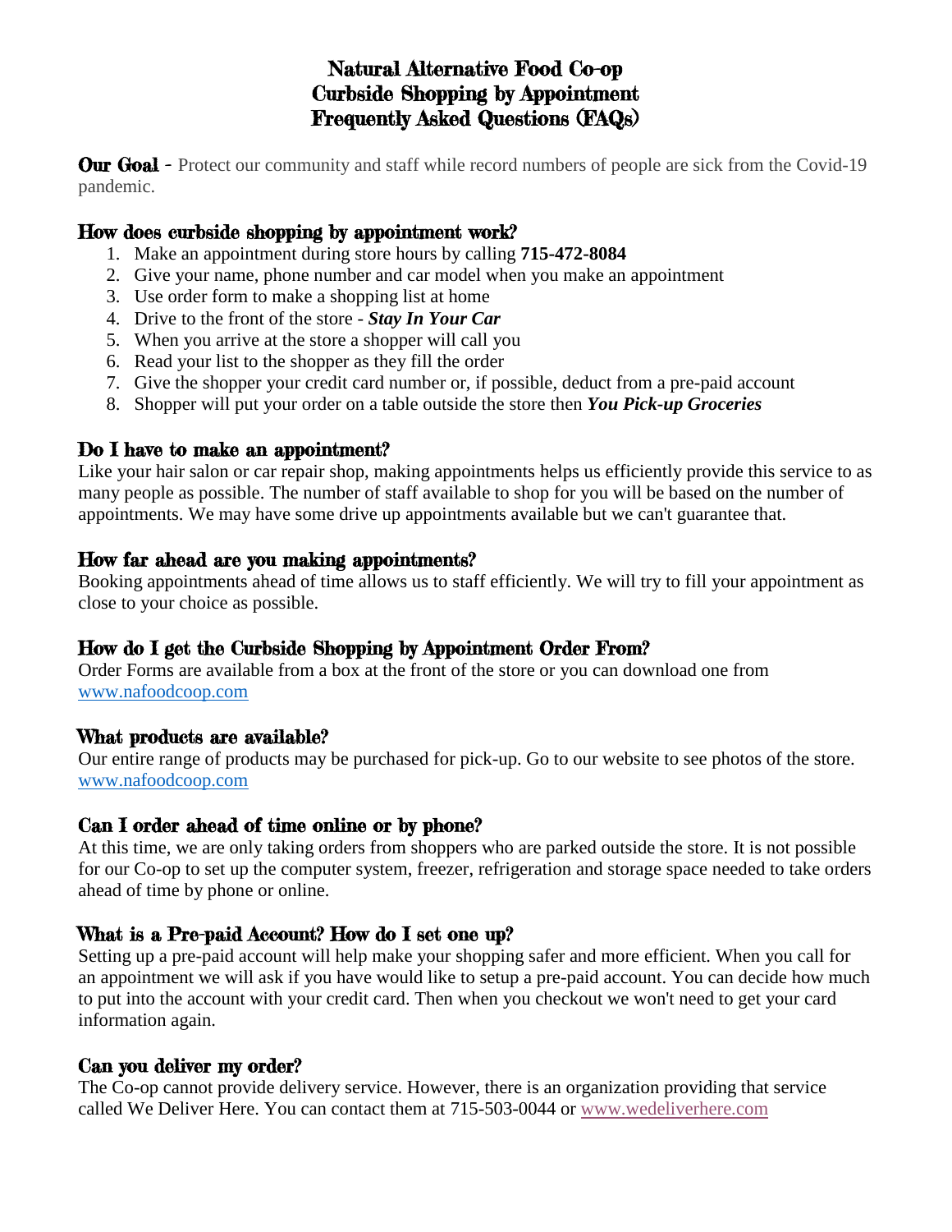# Natural Alternative Food Co-op
# Curbside Shopping by Appointment
# Frequently Asked Questions (FAQs)

**Our Goal** - Protect our community and staff while record numbers of people are sick from the Covid-19 pandemic.

## How does curbside shopping by appointment work?

1. Make an appointment during store hours by calling **715-472-8084**
2. Give your name, phone number and car model when you make an appointment
3. Use order form to make a shopping list at home
4. Drive to the front of the store - ***Stay In Your Car***
5. When you arrive at the store a shopper will call you
6. Read your list to the shopper as they fill the order
7. Give the shopper your credit card number or, if possible, deduct from a pre-paid account
8. Shopper will put your order on a table outside the store then ***You Pick-up Groceries***

## Do I have to make an appointment?

Like your hair salon or car repair shop, making appointments helps us efficiently provide this service to as many people as possible. The number of staff available to shop for you will be based on the number of appointments. We may have some drive up appointments available but we can't guarantee that.

## How far ahead are you making appointments?

Booking appointments ahead of time allows us to staff efficiently. We will try to fill your appointment as close to your choice as possible.

## How do I get the Curbside Shopping by Appointment Order From?

Order Forms are available from a box at the front of the store or you can download one from www.nafoodcoop.com

## What products are available?

Our entire range of products may be purchased for pick-up. Go to our website to see photos of the store. www.nafoodcoop.com

## Can I order ahead of time online or by phone?

At this time, we are only taking orders from shoppers who are parked outside the store. It is not possible for our Co-op to set up the computer system, freezer, refrigeration and storage space needed to take orders ahead of time by phone or online.

## What is a Pre-paid Account? How do I set one up?

Setting up a pre-paid account will help make your shopping safer and more efficient. When you call for an appointment we will ask if you have would like to setup a pre-paid account. You can decide how much to put into the account with your credit card. Then when you checkout we won't need to get your card information again.

## Can you deliver my order?

The Co-op cannot provide delivery service. However, there is an organization providing that service called We Deliver Here. You can contact them at 715-503-0044 or www.wedeliverhere.com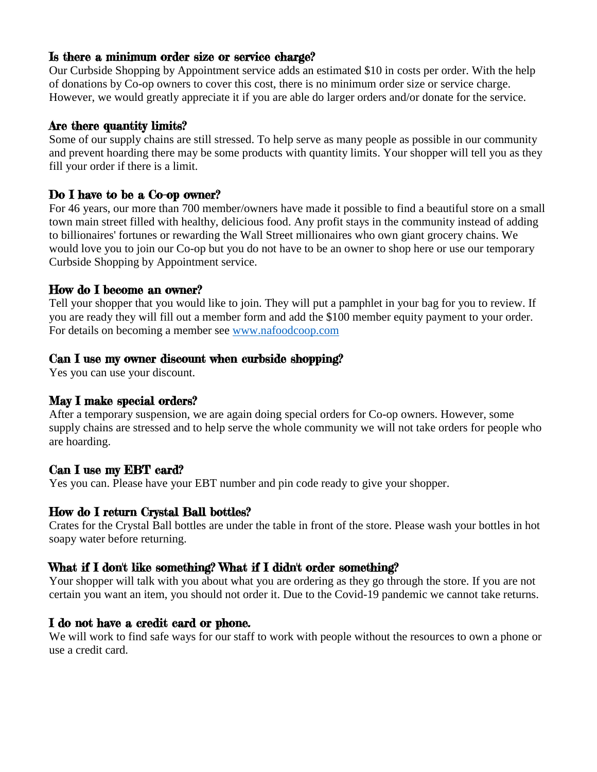### Is there a minimum order size or service charge?

Our Curbside Shopping by Appointment service adds an estimated $10 in costs per order. With the help of donations by Co-op owners to cover this cost, there is no minimum order size or service charge. However, we would greatly appreciate it if you are able do larger orders and/or donate for the service.

### Are there quantity limits?

Some of our supply chains are still stressed. To help serve as many people as possible in our community and prevent hoarding there may be some products with quantity limits. Your shopper will tell you as they fill your order if there is a limit.

### Do I have to be a Co-op owner?

For 46 years, our more than 700 member/owners have made it possible to find a beautiful store on a small town main street filled with healthy, delicious food. Any profit stays in the community instead of adding to billionaires' fortunes or rewarding the Wall Street millionaires who own giant grocery chains. We would love you to join our Co-op but you do not have to be an owner to shop here or use our temporary Curbside Shopping by Appointment service.

### How do I become an owner?

Tell your shopper that you would like to join. They will put a pamphlet in your bag for you to review. If you are ready they will fill out a member form and add the $100 member equity payment to your order. For details on becoming a member see [www.nafoodcoop.com](http://www.nafoodcoop.com)

### Can I use my owner discount when curbside shopping?

Yes you can use your discount.

### May I make special orders?

After a temporary suspension, we are again doing special orders for Co-op owners. However, some supply chains are stressed and to help serve the whole community we will not take orders for people who are hoarding.

### Can I use my EBT card?

Yes you can. Please have your EBT number and pin code ready to give your shopper.

### How do I return Crystal Ball bottles?

Crates for the Crystal Ball bottles are under the table in front of the store. Please wash your bottles in hot soapy water before returning.

### What if I don't like something? What if I didn't order something?

Your shopper will talk with you about what you are ordering as they go through the store. If you are not certain you want an item, you should not order it. Due to the Covid-19 pandemic we cannot take returns.

### I do not have a credit card or phone.

We will work to find safe ways for our staff to work with people without the resources to own a phone or use a credit card.